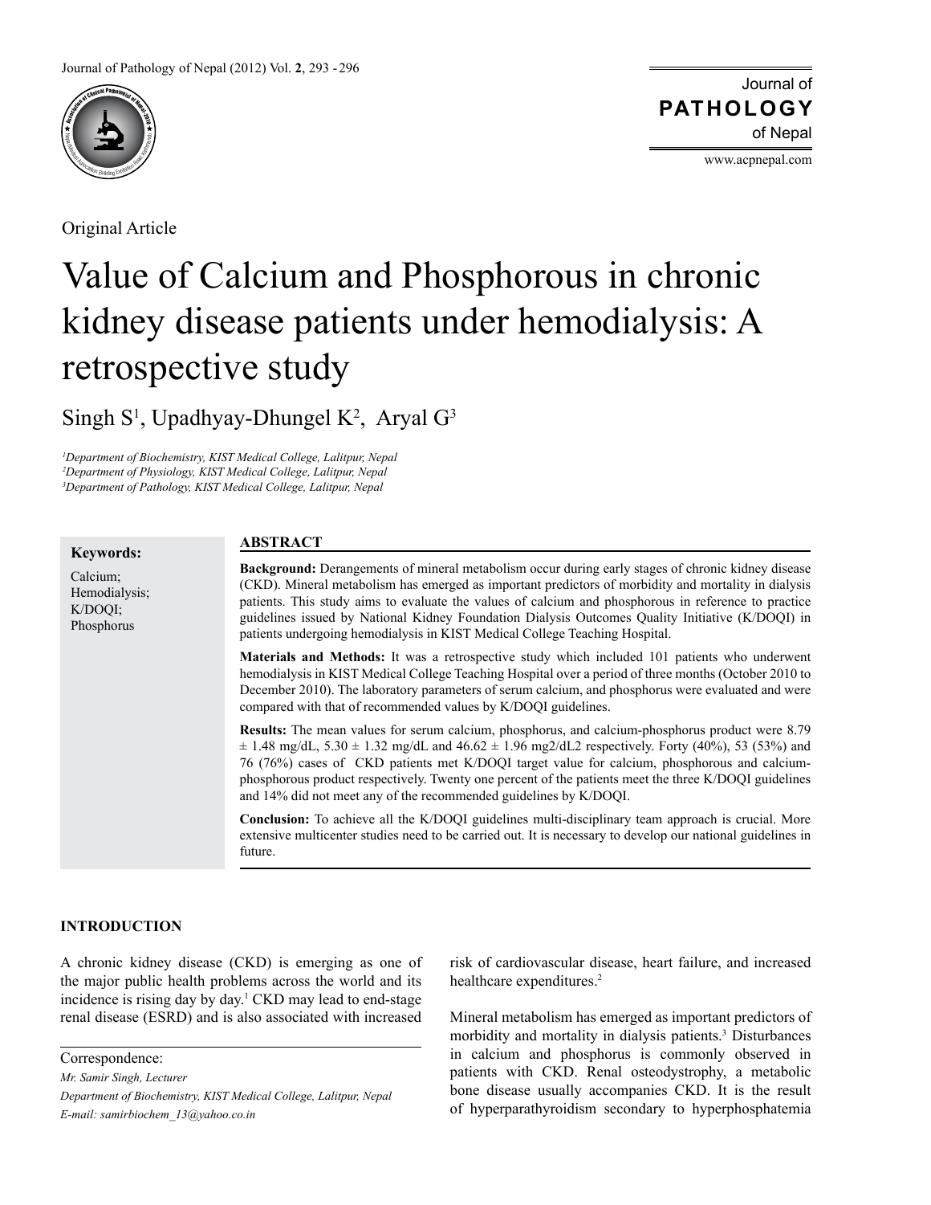Original Article

# Value of Calcium and Phosphorous in chronic kidney disease patients under hemodialysis: A retrospective study

Singh S[1], Upadhyay-Dhungel K[2], Aryal G[3]

[1]*Department of Biochemistry, KIST Medical College, Lalitpur, Nepal*
[2]*Department of Physiology, KIST Medical College, Lalitpur, Nepal*
[3]*Department of Pathology, KIST Medical College, Lalitpur, Nepal*

**Keywords:**

Calcium;
Hemodialysis;
K/DOQI;
Phosphorus

## ABSTRACT

**Background:** Derangements of mineral metabolism occur during early stages of chronic kidney disease (CKD). Mineral metabolism has emerged as important predictors of morbidity and mortality in dialysis patients. This study aims to evaluate the values of calcium and phosphorous in reference to practice guidelines issued by National Kidney Foundation Dialysis Outcomes Quality Initiative (K/DOQI) in patients undergoing hemodialysis in KIST Medical College Teaching Hospital.

**Materials and Methods:** It was a retrospective study which included 101 patients who underwent hemodialysis in KIST Medical College Teaching Hospital over a period of three months (October 2010 to December 2010). The laboratory parameters of serum calcium, and phosphorus were evaluated and were compared with that of recommended values by K/DOQI guidelines.

**Results:** The mean values for serum calcium, phosphorus, and calcium-phosphorus product were 8.79 ± 1.48 mg/dL, 5.30 ± 1.32 mg/dL and 46.62 ± 1.96 mg2/dL2 respectively. Forty (40%), 53 (53%) and 76 (76%) cases of CKD patients met K/DOQI target value for calcium, phosphorous and calcium-phosphorous product respectively. Twenty one percent of the patients meet the three K/DOQI guidelines and 14% did not meet any of the recommended guidelines by K/DOQI.

**Conclusion:** To achieve all the K/DOQI guidelines multi-disciplinary team approach is crucial. More extensive multicenter studies need to be carried out. It is necessary to develop our national guidelines in future.

## INTRODUCTION

A chronic kidney disease (CKD) is emerging as one of the major public health problems across the world and its incidence is rising day by day.[1] CKD may lead to end-stage renal disease (ESRD) and is also associated with increased risk of cardiovascular disease, heart failure, and increased healthcare expenditures.[2]

Mineral metabolism has emerged as important predictors of morbidity and mortality in dialysis patients.[3] Disturbances in calcium and phosphorus is commonly observed in patients with CKD. Renal osteodystrophy, a metabolic bone disease usually accompanies CKD. It is the result of hyperparathyroidism secondary to hyperphosphatemia

Correspondence:
*Mr. Samir Singh, Lecturer*
*Department of Biochemistry, KIST Medical College, Lalitpur, Nepal*
*E-mail: samirbiochem_13@yahoo.co.in*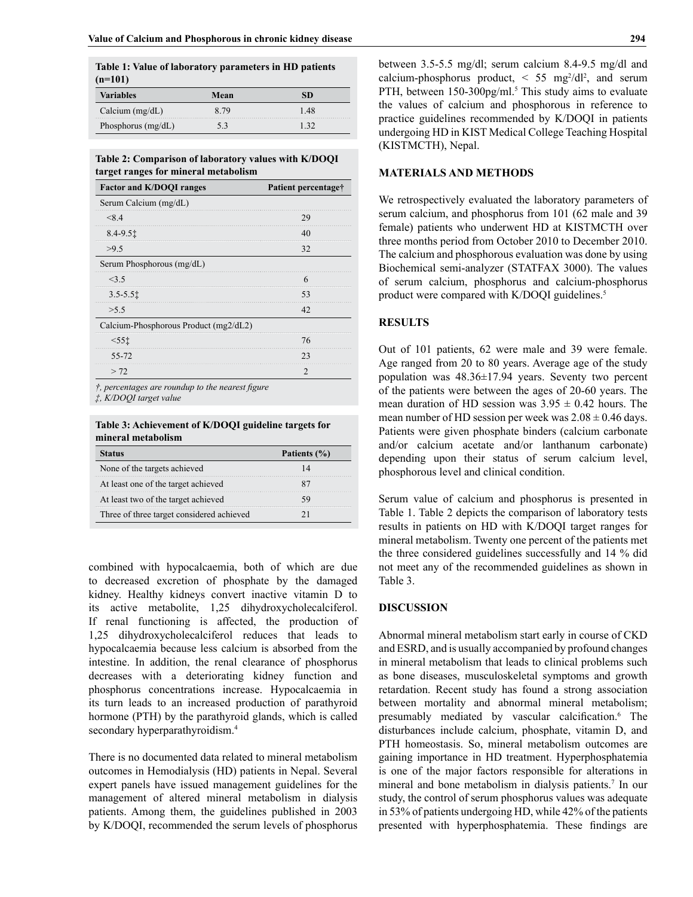**Table 1: Value of laboratory parameters in HD patients (n=101)**

| Variables | Mean | SD |
|---|---|---|
| Calcium (mg/dL) | 8.79 | 1.48 |
| Phosphorus (mg/dL) | 5.3 | 1.32 |

**Table 2: Comparison of laboratory values with K/DOQI target ranges for mineral metabolism**

| Factor and K/DOQI ranges | Patient percentage† |
|---|---|
| Serum Calcium (mg/dL) | |
| <8.4 | 29 |
| 8.4-9.5‡ | 40 |
| >9.5 | 32 |
| Serum Phosphorous (mg/dL) | |
| <3.5 | 6 |
| 3.5-5.5‡ | 53 |
| >5.5 | 42 |
| Calcium-Phosphorous Product (mg2/dL2) | |
| <55‡ | 76 |
| 55-72 | 23 |
| > 72 | 2 |

*†, percentages are roundup to the nearest figure*
*‡, K/DOQI target value*

**Table 3: Achievement of K/DOQI guideline targets for mineral metabolism**

| Status | Patients (%) |
|---|---|
| None of the targets achieved | 14 |
| At least one of the target achieved | 87 |
| At least two of the target achieved | 59 |
| Three of three target considered achieved | 21 |

combined with hypocalcaemia, both of which are due to decreased excretion of phosphate by the damaged kidney. Healthy kidneys convert inactive vitamin D to its active metabolite, 1,25 dihydroxycholecalciferol. If renal functioning is affected, the production of 1,25 dihydroxycholecalciferol reduces that leads to hypocalcaemia because less calcium is absorbed from the intestine. In addition, the renal clearance of phosphorus decreases with a deteriorating kidney function and phosphorus concentrations increase. Hypocalcaemia in its turn leads to an increased production of parathyroid hormone (PTH) by the parathyroid glands, which is called secondary hyperparathyroidism.[4]

There is no documented data related to mineral metabolism outcomes in Hemodialysis (HD) patients in Nepal. Several expert panels have issued management guidelines for the management of altered mineral metabolism in dialysis patients. Among them, the guidelines published in 2003 by K/DOQI, recommended the serum levels of phosphorus between 3.5-5.5 mg/dl; serum calcium 8.4-9.5 mg/dl and calcium-phosphorus product, < 55 $mg^2/dl^2$, and serum PTH, between 150-300pg/ml.[5] This study aims to evaluate the values of calcium and phosphorous in reference to practice guidelines recommended by K/DOQI in patients undergoing HD in KIST Medical College Teaching Hospital (KISTMCTH), Nepal.

## MATERIALS AND METHODS

We retrospectively evaluated the laboratory parameters of serum calcium, and phosphorus from 101 (62 male and 39 female) patients who underwent HD at KISTMCTH over three months period from October 2010 to December 2010. The calcium and phosphorous evaluation was done by using Biochemical semi-analyzer (STATFAX 3000). The values of serum calcium, phosphorus and calcium-phosphorus product were compared with K/DOQI guidelines.[5]

## RESULTS

Out of 101 patients, 62 were male and 39 were female. Age ranged from 20 to 80 years. Average age of the study population was 48.36±17.94 years. Seventy two percent of the patients were between the ages of 20-60 years. The mean duration of HD session was 3.95 ± 0.42 hours. The mean number of HD session per week was 2.08 ± 0.46 days. Patients were given phosphate binders (calcium carbonate and/or calcium acetate and/or lanthanum carbonate) depending upon their status of serum calcium level, phosphorous level and clinical condition.

Serum value of calcium and phosphorus is presented in Table 1. Table 2 depicts the comparison of laboratory tests results in patients on HD with K/DOQI target ranges for mineral metabolism. Twenty one percent of the patients met the three considered guidelines successfully and 14 % did not meet any of the recommended guidelines as shown in Table 3.

## DISCUSSION

Abnormal mineral metabolism start early in course of CKD and ESRD, and is usually accompanied by profound changes in mineral metabolism that leads to clinical problems such as bone diseases, musculoskeletal symptoms and growth retardation. Recent study has found a strong association between mortality and abnormal mineral metabolism; presumably mediated by vascular calcification.[6] The disturbances include calcium, phosphate, vitamin D, and PTH homeostasis. So, mineral metabolism outcomes are gaining importance in HD treatment. Hyperphosphatemia is one of the major factors responsible for alterations in mineral and bone metabolism in dialysis patients.[7] In our study, the control of serum phosphorus values was adequate in 53% of patients undergoing HD, while 42% of the patients presented with hyperphosphatemia. These findings are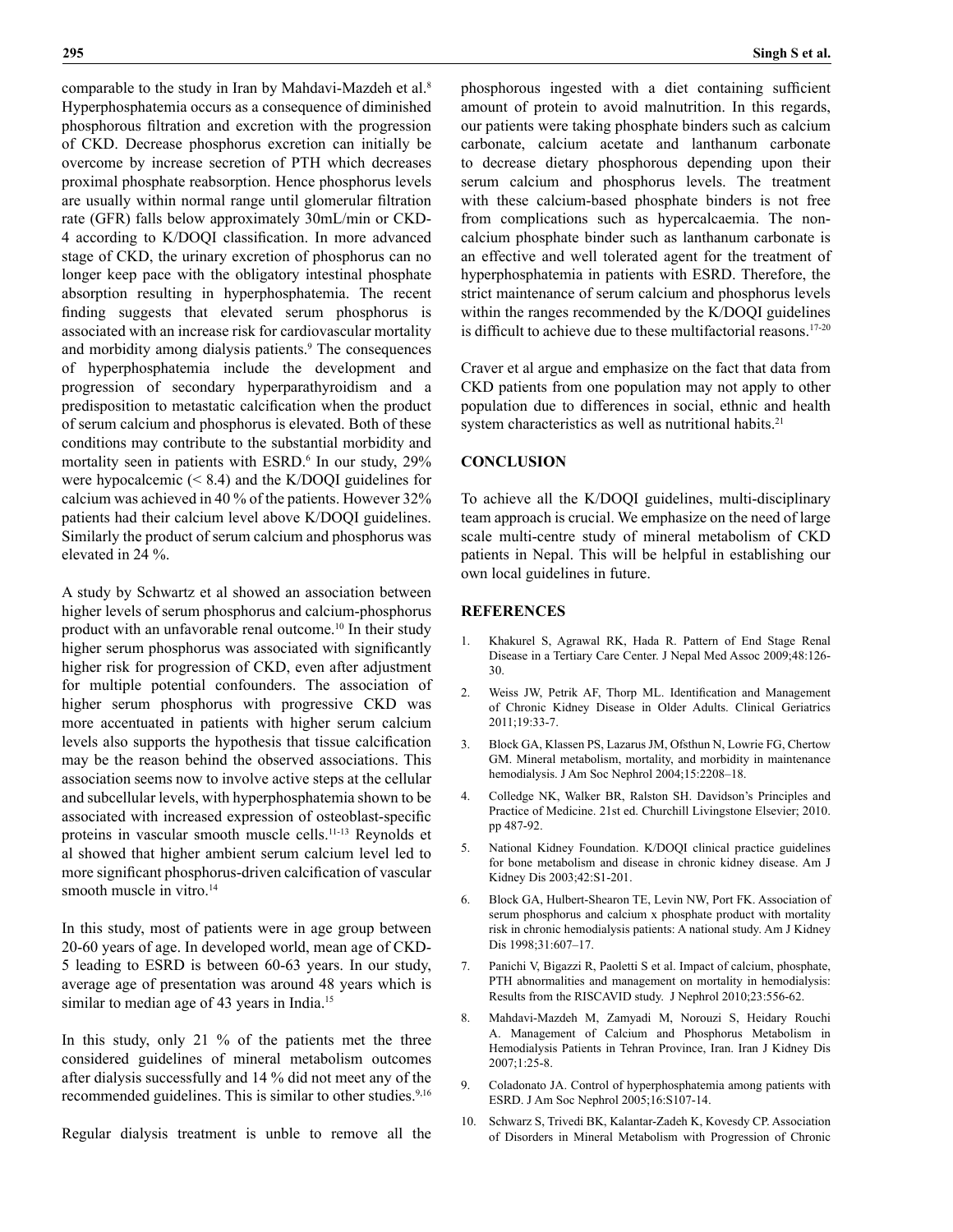comparable to the study in Iran by Mahdavi-Mazdeh et al.[8] Hyperphosphatemia occurs as a consequence of diminished phosphorous filtration and excretion with the progression of CKD. Decrease phosphorus excretion can initially be overcome by increase secretion of PTH which decreases proximal phosphate reabsorption. Hence phosphorus levels are usually within normal range until glomerular filtration rate (GFR) falls below approximately 30mL/min or CKD-4 according to K/DOQI classification. In more advanced stage of CKD, the urinary excretion of phosphorus can no longer keep pace with the obligatory intestinal phosphate absorption resulting in hyperphosphatemia. The recent finding suggests that elevated serum phosphorus is associated with an increase risk for cardiovascular mortality and morbidity among dialysis patients.[9] The consequences of hyperphosphatemia include the development and progression of secondary hyperparathyroidism and a predisposition to metastatic calcification when the product of serum calcium and phosphorus is elevated. Both of these conditions may contribute to the substantial morbidity and mortality seen in patients with ESRD.[6] In our study, 29% were hypocalcemic (< 8.4) and the K/DOQI guidelines for calcium was achieved in 40 % of the patients. However 32% patients had their calcium level above K/DOQI guidelines. Similarly the product of serum calcium and phosphorus was elevated in 24 %.

A study by Schwartz et al showed an association between higher levels of serum phosphorus and calcium-phosphorus product with an unfavorable renal outcome.[10] In their study higher serum phosphorus was associated with significantly higher risk for progression of CKD, even after adjustment for multiple potential confounders. The association of higher serum phosphorus with progressive CKD was more accentuated in patients with higher serum calcium levels also supports the hypothesis that tissue calcification may be the reason behind the observed associations. This association seems now to involve active steps at the cellular and subcellular levels, with hyperphosphatemia shown to be associated with increased expression of osteoblast-specific proteins in vascular smooth muscle cells.[11-13] Reynolds et al showed that higher ambient serum calcium level led to more significant phosphorus-driven calcification of vascular smooth muscle in vitro.[14]

In this study, most of patients were in age group between 20-60 years of age. In developed world, mean age of CKD-5 leading to ESRD is between 60-63 years. In our study, average age of presentation was around 48 years which is similar to median age of 43 years in India.[15]

In this study, only 21 % of the patients met the three considered guidelines of mineral metabolism outcomes after dialysis successfully and 14 % did not meet any of the recommended guidelines. This is similar to other studies.[9,16]

Regular dialysis treatment is unble to remove all the phosphorous ingested with a diet containing sufficient amount of protein to avoid malnutrition. In this regards, our patients were taking phosphate binders such as calcium carbonate, calcium acetate and lanthanum carbonate to decrease dietary phosphorous depending upon their serum calcium and phosphorus levels. The treatment with these calcium-based phosphate binders is not free from complications such as hypercalcaemia. The non-calcium phosphate binder such as lanthanum carbonate is an effective and well tolerated agent for the treatment of hyperphosphatemia in patients with ESRD. Therefore, the strict maintenance of serum calcium and phosphorus levels within the ranges recommended by the K/DOQI guidelines is difficult to achieve due to these multifactorial reasons.[17-20]

Craver et al argue and emphasize on the fact that data from CKD patients from one population may not apply to other population due to differences in social, ethnic and health system characteristics as well as nutritional habits.[21]

## CONCLUSION

To achieve all the K/DOQI guidelines, multi-disciplinary team approach is crucial. We emphasize on the need of large scale multi-centre study of mineral metabolism of CKD patients in Nepal. This will be helpful in establishing our own local guidelines in future.

## REFERENCES

1. Khakurel S, Agrawal RK, Hada R. Pattern of End Stage Renal Disease in a Tertiary Care Center. J Nepal Med Assoc 2009;48:126-30.
2. Weiss JW, Petrik AF, Thorp ML. Identification and Management of Chronic Kidney Disease in Older Adults. Clinical Geriatrics 2011;19:33-7.
3. Block GA, Klassen PS, Lazarus JM, Ofsthun N, Lowrie FG, Chertow GM. Mineral metabolism, mortality, and morbidity in maintenance hemodialysis. J Am Soc Nephrol 2004;15:2208–18.
4. Colledge NK, Walker BR, Ralston SH. Davidson's Principles and Practice of Medicine. 21st ed. Churchill Livingstone Elsevier; 2010. pp 487-92.
5. National Kidney Foundation. K/DOQI clinical practice guidelines for bone metabolism and disease in chronic kidney disease. Am J Kidney Dis 2003;42:S1-201.
6. Block GA, Hulbert-Shearon TE, Levin NW, Port FK. Association of serum phosphorus and calcium x phosphate product with mortality risk in chronic hemodialysis patients: A national study. Am J Kidney Dis 1998;31:607–17.
7. Panichi V, Bigazzi R, Paoletti S et al. Impact of calcium, phosphate, PTH abnormalities and management on mortality in hemodialysis: Results from the RISCAVID study. J Nephrol 2010;23:556-62.
8. Mahdavi-Mazdeh M, Zamyadi M, Norouzi S, Heidary Rouchi A. Management of Calcium and Phosphorus Metabolism in Hemodialysis Patients in Tehran Province, Iran. Iran J Kidney Dis 2007;1:25-8.
9. Coladonato JA. Control of hyperphosphatemia among patients with ESRD. J Am Soc Nephrol 2005;16:S107-14.
10. Schwarz S, Trivedi BK, Kalantar-Zadeh K, Kovesdy CP. Association of Disorders in Mineral Metabolism with Progression of Chronic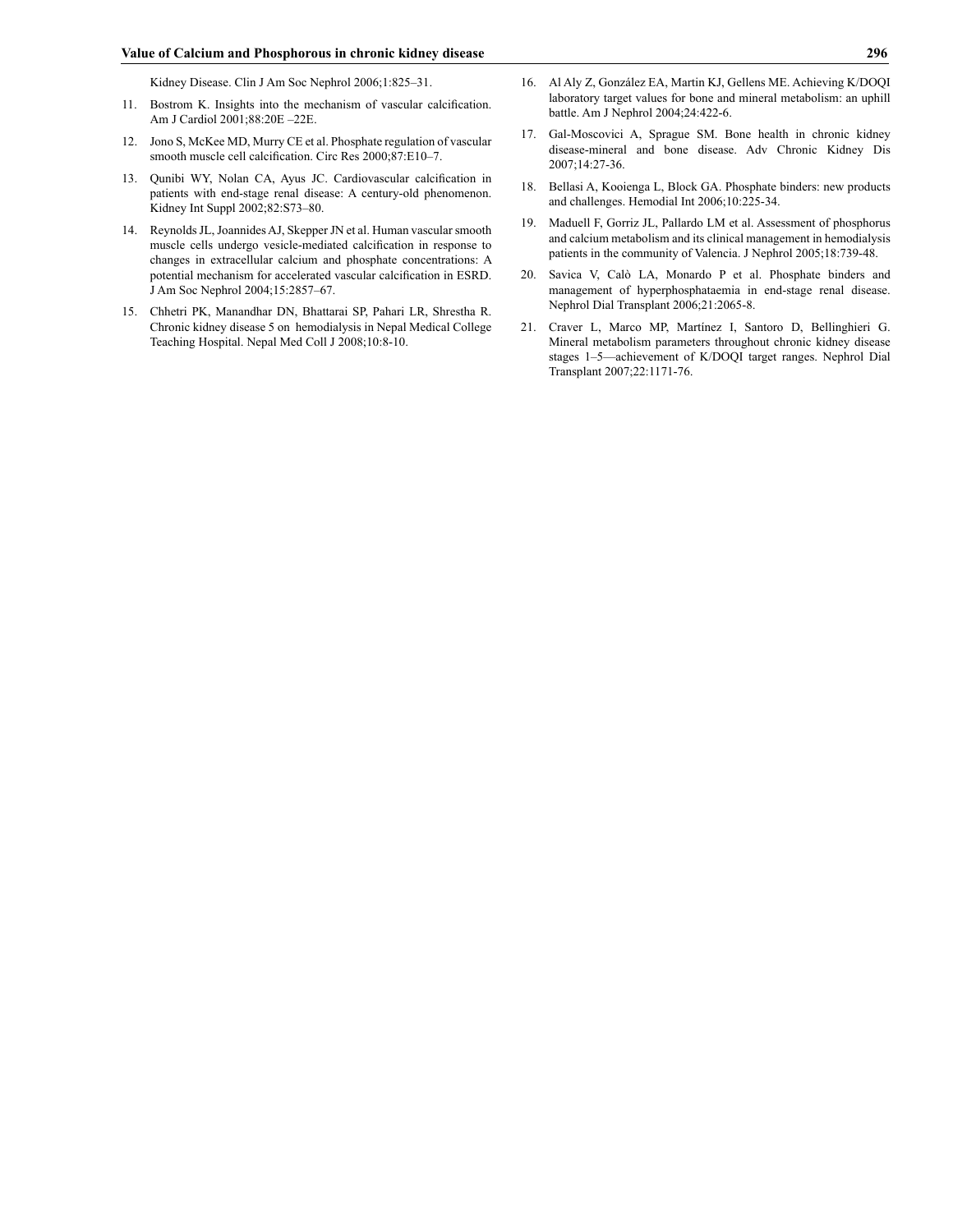Kidney Disease. Clin J Am Soc Nephrol 2006;1:825–31.

11. Bostrom K. Insights into the mechanism of vascular calcification. Am J Cardiol 2001;88:20E –22E.

12. Jono S, McKee MD, Murry CE et al. Phosphate regulation of vascular smooth muscle cell calcification. Circ Res 2000;87:E10–7.

13. Qunibi WY, Nolan CA, Ayus JC. Cardiovascular calcification in patients with end-stage renal disease: A century-old phenomenon. Kidney Int Suppl 2002;82:S73–80.

14. Reynolds JL, Joannides AJ, Skepper JN et al. Human vascular smooth muscle cells undergo vesicle-mediated calcification in response to changes in extracellular calcium and phosphate concentrations: A potential mechanism for accelerated vascular calcification in ESRD. J Am Soc Nephrol 2004;15:2857–67.

15. Chhetri PK, Manandhar DN, Bhattarai SP, Pahari LR, Shrestha R. Chronic kidney disease 5 on hemodialysis in Nepal Medical College Teaching Hospital. Nepal Med Coll J 2008;10:8-10.

16. Al Aly Z, González EA, Martin KJ, Gellens ME. Achieving K/DOQI laboratory target values for bone and mineral metabolism: an uphill battle. Am J Nephrol 2004;24:422-6.

17. Gal-Moscovici A, Sprague SM. Bone health in chronic kidney disease-mineral and bone disease. Adv Chronic Kidney Dis 2007;14:27-36.

18. Bellasi A, Kooienga L, Block GA. Phosphate binders: new products and challenges. Hemodial Int 2006;10:225-34.

19. Maduell F, Gorriz JL, Pallardo LM et al. Assessment of phosphorus and calcium metabolism and its clinical management in hemodialysis patients in the community of Valencia. J Nephrol 2005;18:739-48.

20. Savica V, Calò LA, Monardo P et al. Phosphate binders and management of hyperphosphataemia in end-stage renal disease. Nephrol Dial Transplant 2006;21:2065-8.

21. Craver L, Marco MP, Martínez I, Santoro D, Bellinghieri G. Mineral metabolism parameters throughout chronic kidney disease stages 1–5—achievement of K/DOQI target ranges. Nephrol Dial Transplant 2007;22:1171-76.